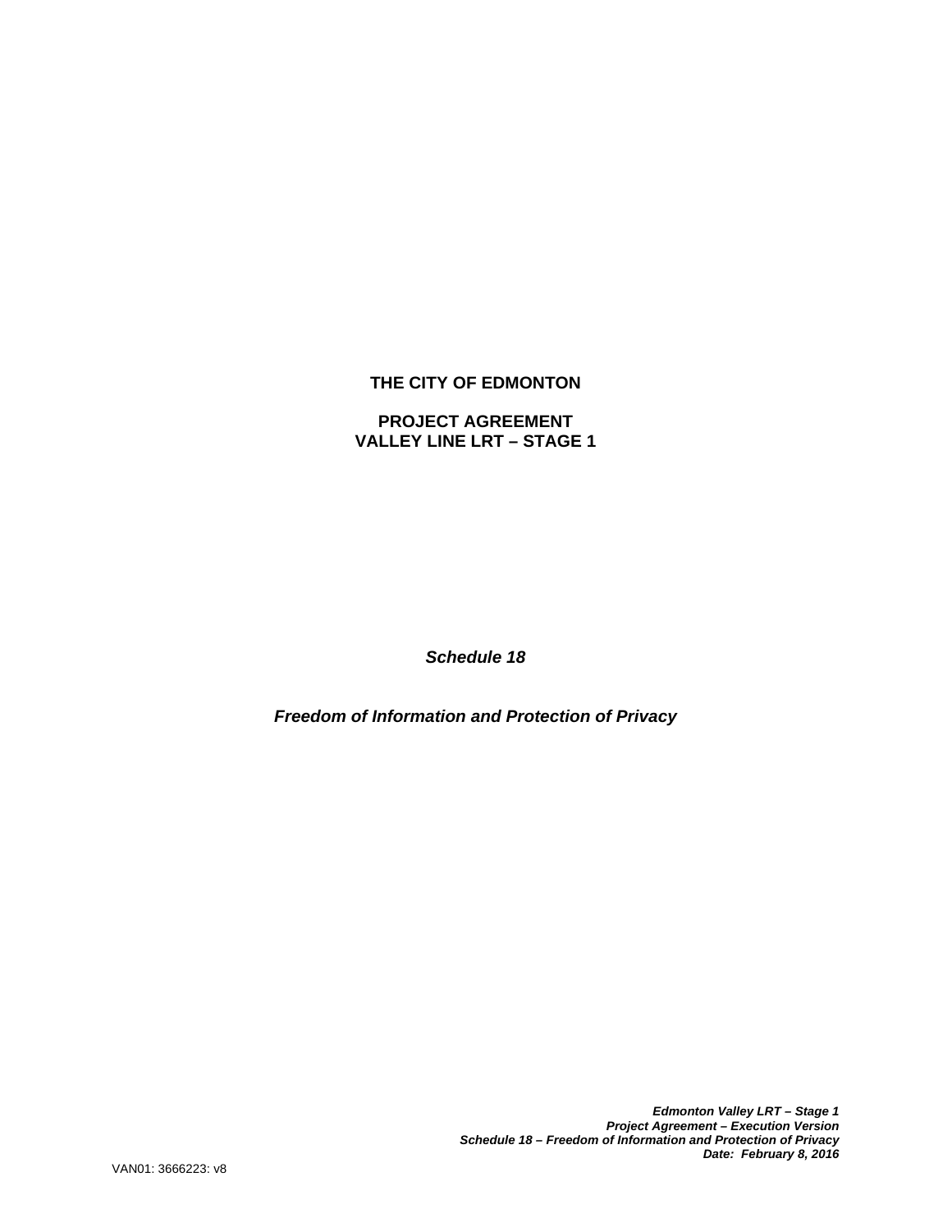**THE CITY OF EDMONTON**

**PROJECT AGREEMENT**
**VALLEY LINE LRT – STAGE 1**

***Schedule 18***

***Freedom of Information and Protection of Privacy***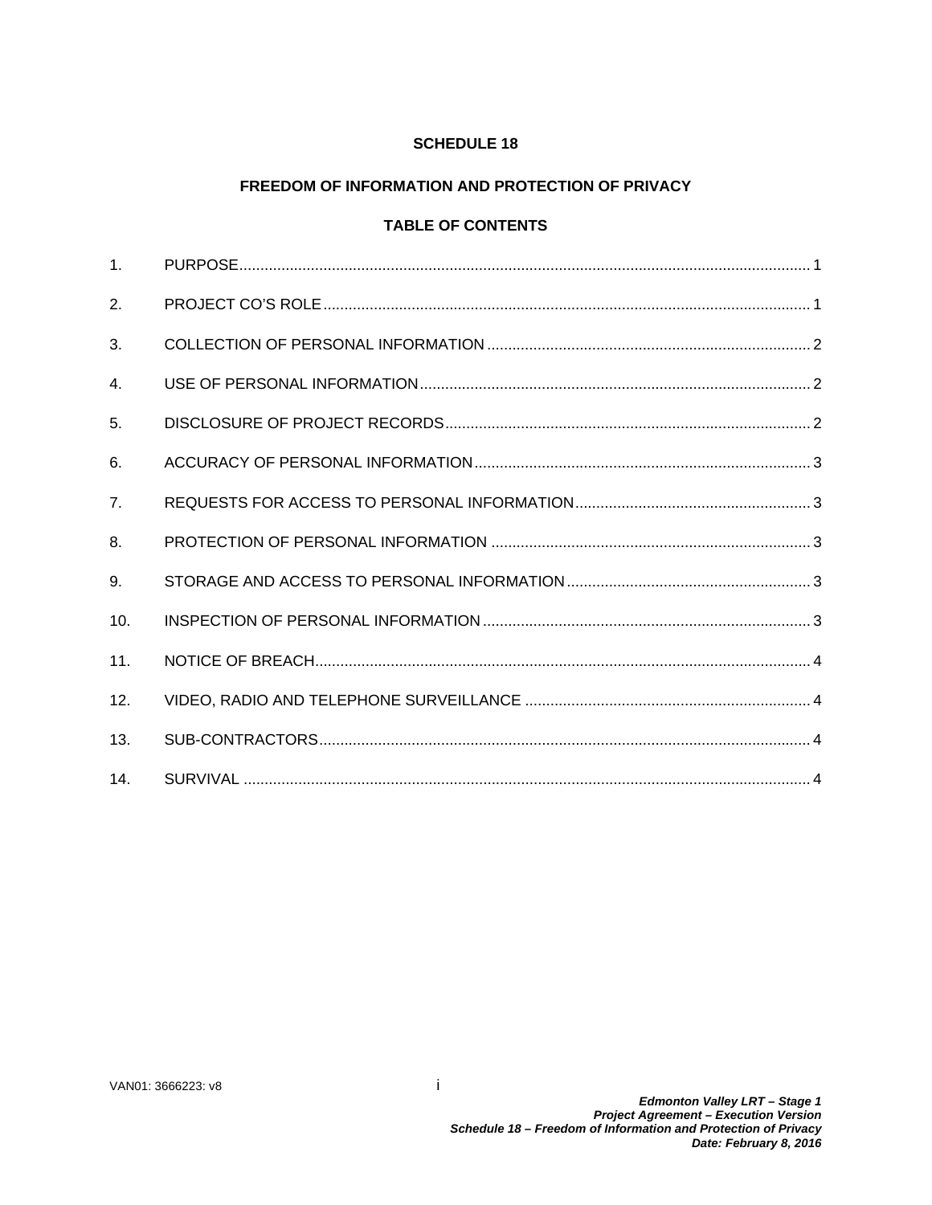**SCHEDULE 18**

**FREEDOM OF INFORMATION AND PROTECTION OF PRIVACY**

**TABLE OF CONTENTS**

1. PURPOSE ..... 1
2. PROJECT CO'S ROLE ..... 1
3. COLLECTION OF PERSONAL INFORMATION ..... 2
4. USE OF PERSONAL INFORMATION ..... 2
5. DISCLOSURE OF PROJECT RECORDS ..... 2
6. ACCURACY OF PERSONAL INFORMATION ..... 3
7. REQUESTS FOR ACCESS TO PERSONAL INFORMATION ..... 3
8. PROTECTION OF PERSONAL INFORMATION ..... 3
9. STORAGE AND ACCESS TO PERSONAL INFORMATION ..... 3
10. INSPECTION OF PERSONAL INFORMATION ..... 3
11. NOTICE OF BREACH ..... 4
12. VIDEO, RADIO AND TELEPHONE SURVEILLANCE ..... 4
13. SUB-CONTRACTORS ..... 4
14. SURVIVAL ..... 4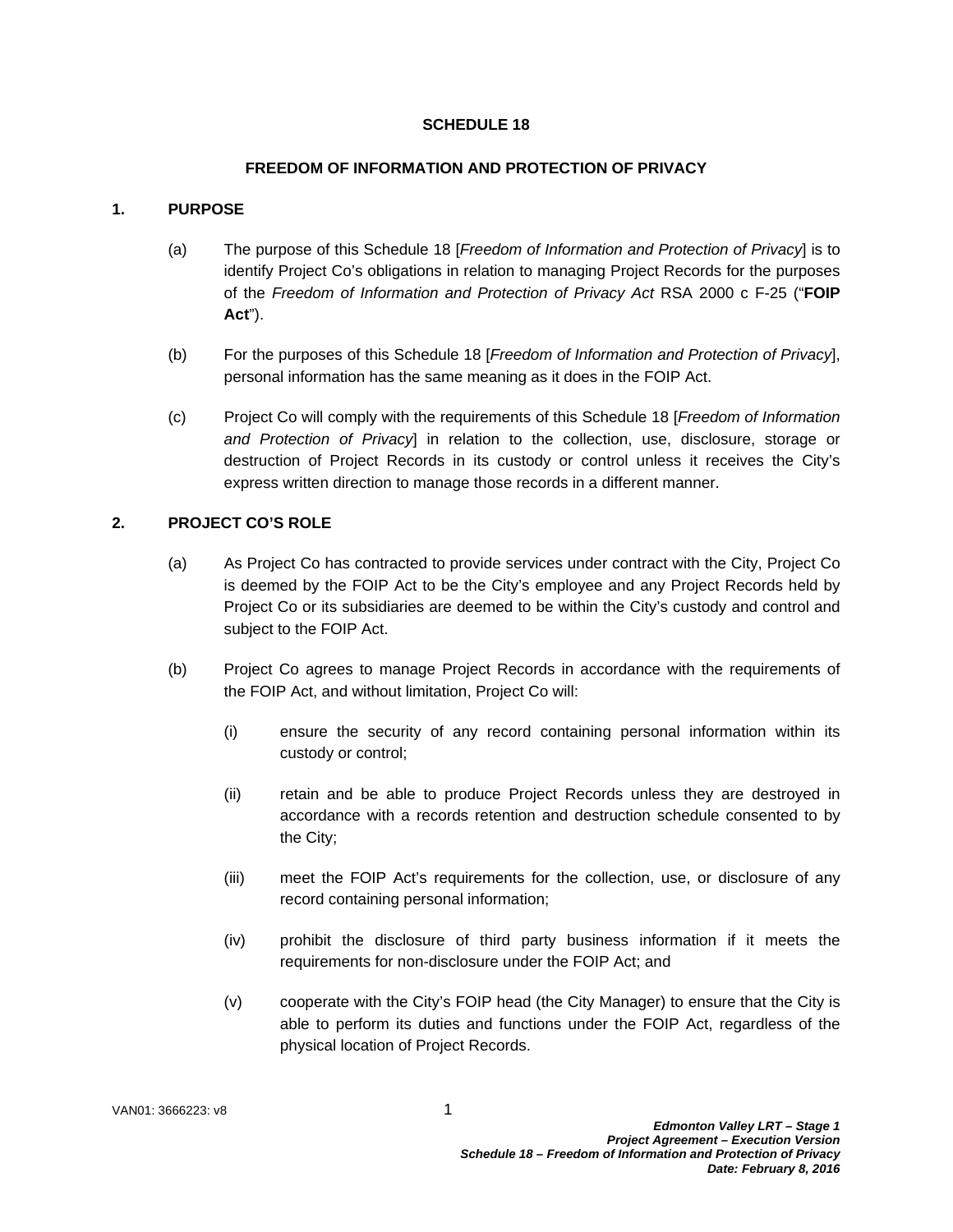# SCHEDULE 18

## FREEDOM OF INFORMATION AND PROTECTION OF PRIVACY

### 1. PURPOSE

(a) The purpose of this Schedule 18 [*Freedom of Information and Protection of Privacy*] is to identify Project Co's obligations in relation to managing Project Records for the purposes of the *Freedom of Information and Protection of Privacy Act* RSA 2000 c F-25 ("**FOIP Act**").

(b) For the purposes of this Schedule 18 [*Freedom of Information and Protection of Privacy*], personal information has the same meaning as it does in the FOIP Act.

(c) Project Co will comply with the requirements of this Schedule 18 [*Freedom of Information and Protection of Privacy*] in relation to the collection, use, disclosure, storage or destruction of Project Records in its custody or control unless it receives the City's express written direction to manage those records in a different manner.

### 2. PROJECT CO'S ROLE

(a) As Project Co has contracted to provide services under contract with the City, Project Co is deemed by the FOIP Act to be the City's employee and any Project Records held by Project Co or its subsidiaries are deemed to be within the City's custody and control and subject to the FOIP Act.

(b) Project Co agrees to manage Project Records in accordance with the requirements of the FOIP Act, and without limitation, Project Co will:

   (i) ensure the security of any record containing personal information within its custody or control;

   (ii) retain and be able to produce Project Records unless they are destroyed in accordance with a records retention and destruction schedule consented to by the City;

   (iii) meet the FOIP Act's requirements for the collection, use, or disclosure of any record containing personal information;

   (iv) prohibit the disclosure of third party business information if it meets the requirements for non-disclosure under the FOIP Act; and

   (v) cooperate with the City's FOIP head (the City Manager) to ensure that the City is able to perform its duties and functions under the FOIP Act, regardless of the physical location of Project Records.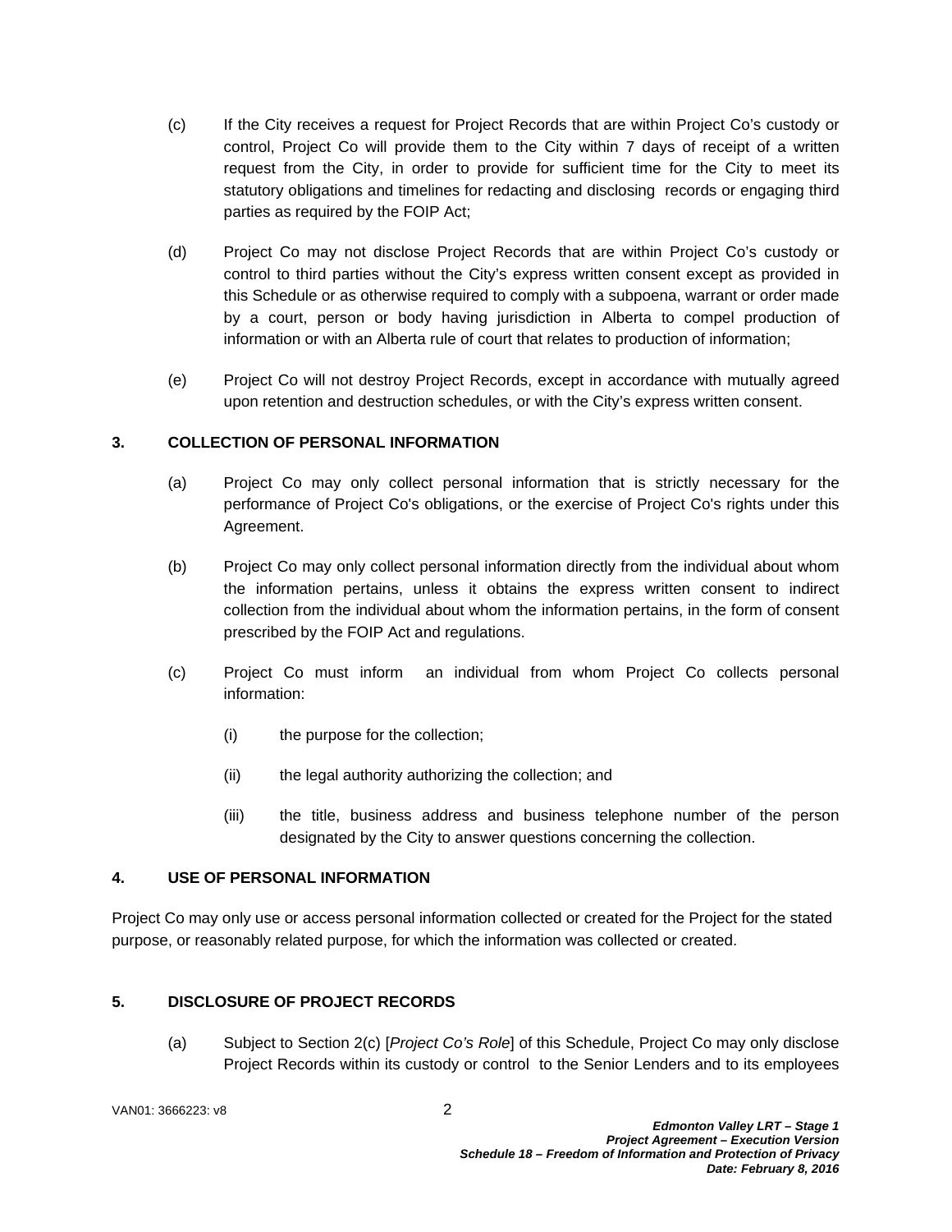(c) If the City receives a request for Project Records that are within Project Co's custody or control, Project Co will provide them to the City within 7 days of receipt of a written request from the City, in order to provide for sufficient time for the City to meet its statutory obligations and timelines for redacting and disclosing records or engaging third parties as required by the FOIP Act;

(d) Project Co may not disclose Project Records that are within Project Co's custody or control to third parties without the City's express written consent except as provided in this Schedule or as otherwise required to comply with a subpoena, warrant or order made by a court, person or body having jurisdiction in Alberta to compel production of information or with an Alberta rule of court that relates to production of information;

(e) Project Co will not destroy Project Records, except in accordance with mutually agreed upon retention and destruction schedules, or with the City's express written consent.

## 3. COLLECTION OF PERSONAL INFORMATION

(a) Project Co may only collect personal information that is strictly necessary for the performance of Project Co's obligations, or the exercise of Project Co's rights under this Agreement.

(b) Project Co may only collect personal information directly from the individual about whom the information pertains, unless it obtains the express written consent to indirect collection from the individual about whom the information pertains, in the form of consent prescribed by the FOIP Act and regulations.

(c) Project Co must inform an individual from whom Project Co collects personal information:

(i) the purpose for the collection;

(ii) the legal authority authorizing the collection; and

(iii) the title, business address and business telephone number of the person designated by the City to answer questions concerning the collection.

## 4. USE OF PERSONAL INFORMATION

Project Co may only use or access personal information collected or created for the Project for the stated purpose, or reasonably related purpose, for which the information was collected or created.

## 5. DISCLOSURE OF PROJECT RECORDS

(a) Subject to Section 2(c) [*Project Co's Role*] of this Schedule, Project Co may only disclose Project Records within its custody or control to the Senior Lenders and to its employees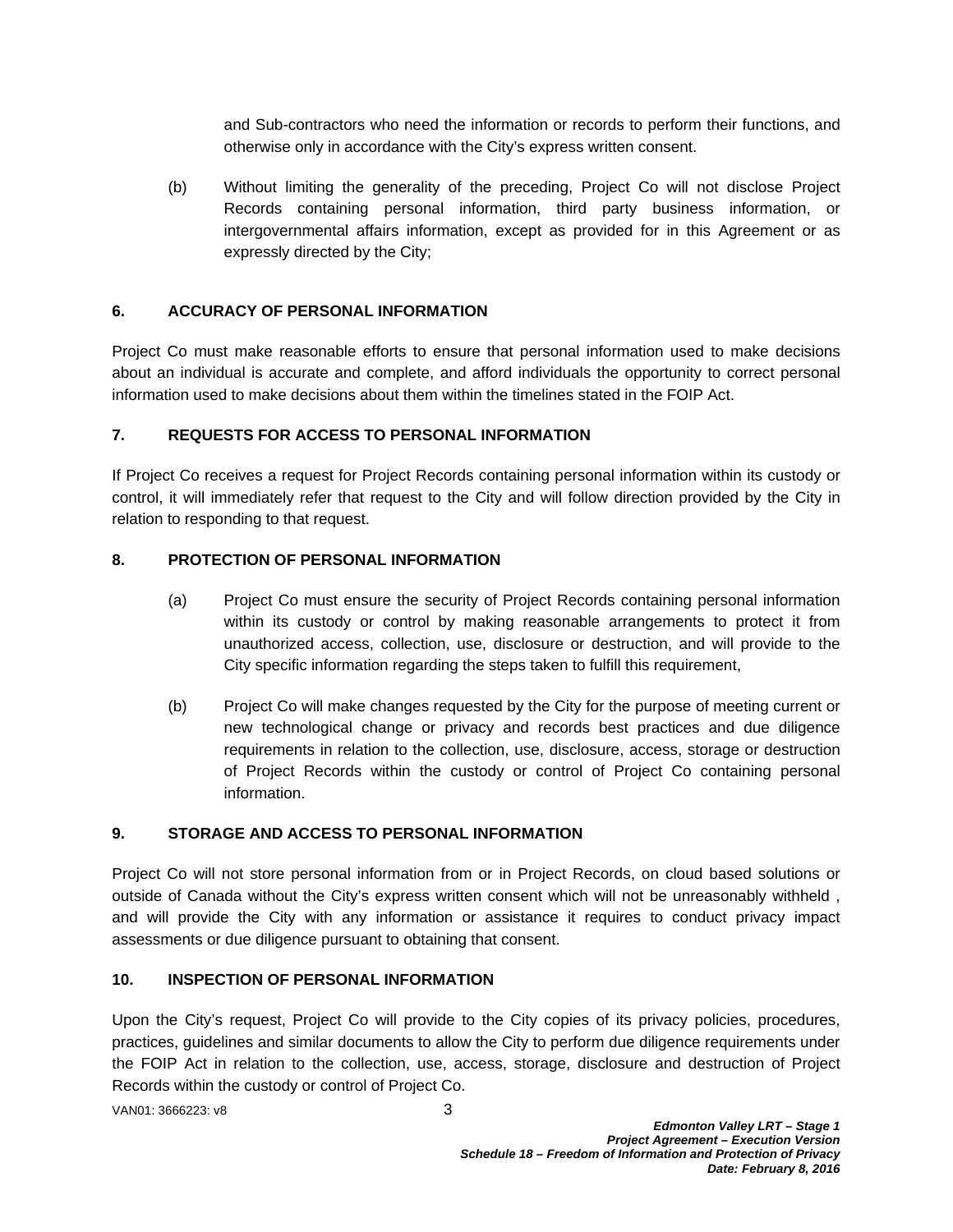and Sub-contractors who need the information or records to perform their functions, and otherwise only in accordance with the City's express written consent.

(b) Without limiting the generality of the preceding, Project Co will not disclose Project Records containing personal information, third party business information, or intergovernmental affairs information, except as provided for in this Agreement or as expressly directed by the City;

## 6. ACCURACY OF PERSONAL INFORMATION

Project Co must make reasonable efforts to ensure that personal information used to make decisions about an individual is accurate and complete, and afford individuals the opportunity to correct personal information used to make decisions about them within the timelines stated in the FOIP Act.

## 7. REQUESTS FOR ACCESS TO PERSONAL INFORMATION

If Project Co receives a request for Project Records containing personal information within its custody or control, it will immediately refer that request to the City and will follow direction provided by the City in relation to responding to that request.

## 8. PROTECTION OF PERSONAL INFORMATION

(a) Project Co must ensure the security of Project Records containing personal information within its custody or control by making reasonable arrangements to protect it from unauthorized access, collection, use, disclosure or destruction, and will provide to the City specific information regarding the steps taken to fulfill this requirement,

(b) Project Co will make changes requested by the City for the purpose of meeting current or new technological change or privacy and records best practices and due diligence requirements in relation to the collection, use, disclosure, access, storage or destruction of Project Records within the custody or control of Project Co containing personal information.

## 9. STORAGE AND ACCESS TO PERSONAL INFORMATION

Project Co will not store personal information from or in Project Records, on cloud based solutions or outside of Canada without the City's express written consent which will not be unreasonably withheld , and will provide the City with any information or assistance it requires to conduct privacy impact assessments or due diligence pursuant to obtaining that consent.

## 10. INSPECTION OF PERSONAL INFORMATION

Upon the City's request, Project Co will provide to the City copies of its privacy policies, procedures, practices, guidelines and similar documents to allow the City to perform due diligence requirements under the FOIP Act in relation to the collection, use, access, storage, disclosure and destruction of Project Records within the custody or control of Project Co.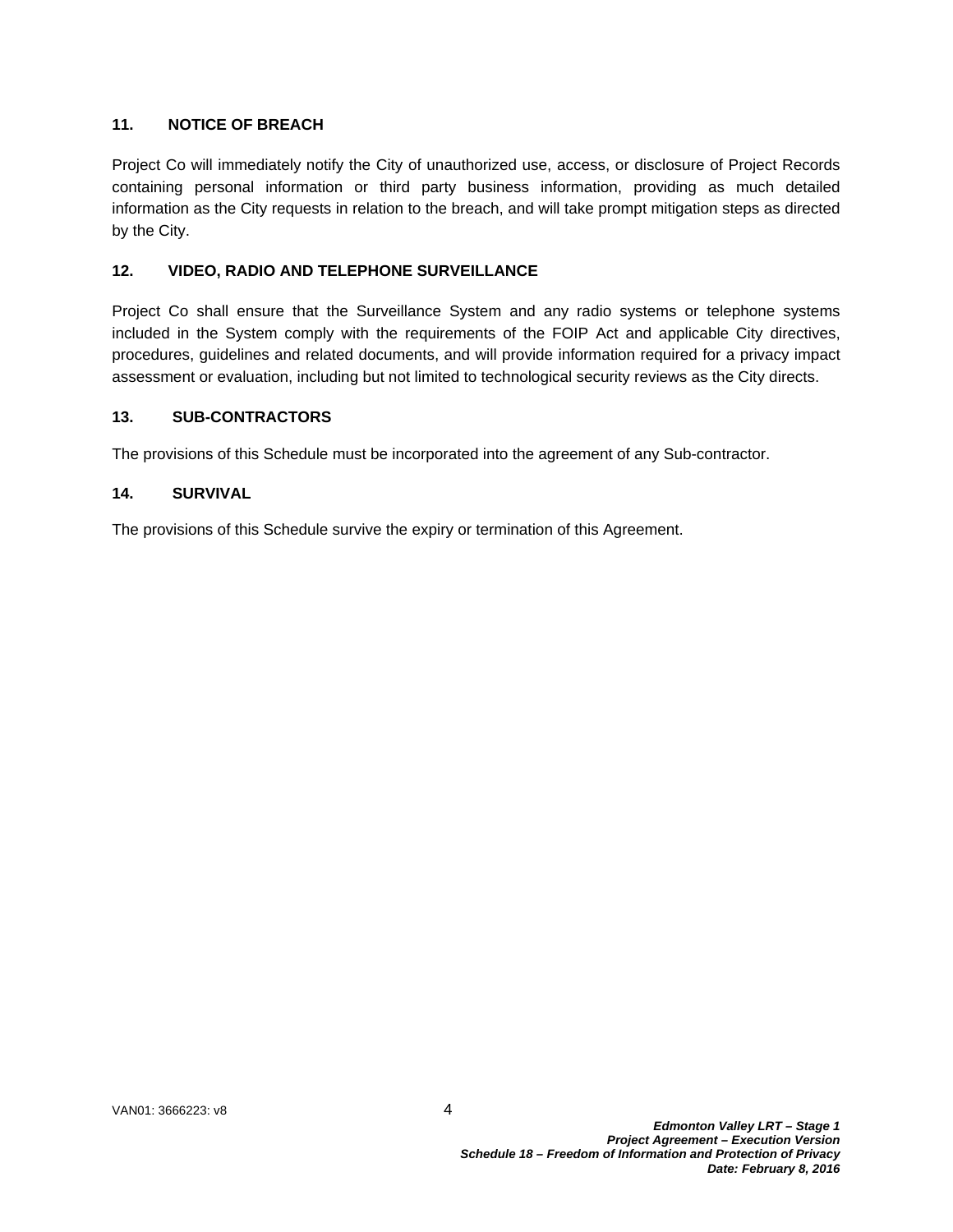## 11. NOTICE OF BREACH

Project Co will immediately notify the City of unauthorized use, access, or disclosure of Project Records containing personal information or third party business information, providing as much detailed information as the City requests in relation to the breach, and will take prompt mitigation steps as directed by the City.

## 12. VIDEO, RADIO AND TELEPHONE SURVEILLANCE

Project Co shall ensure that the Surveillance System and any radio systems or telephone systems included in the System comply with the requirements of the FOIP Act and applicable City directives, procedures, guidelines and related documents, and will provide information required for a privacy impact assessment or evaluation, including but not limited to technological security reviews as the City directs.

## 13. SUB-CONTRACTORS

The provisions of this Schedule must be incorporated into the agreement of any Sub-contractor.

## 14. SURVIVAL

The provisions of this Schedule survive the expiry or termination of this Agreement.